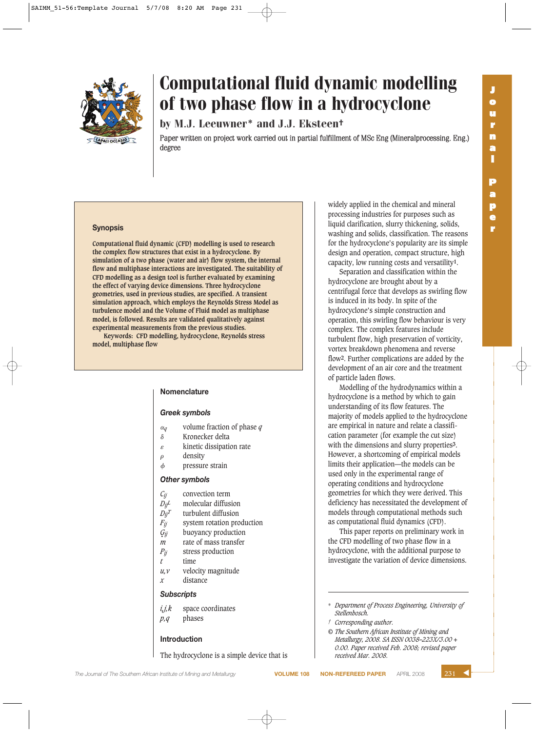# Computational fluid dynamic modelling of two phase flow in a hydrocyclone

by M.J. Leeuwner* and J.J. Eksteen†

Paper written on project work carried out in partial fulfillment of MSc Eng (Mineralprocessing. Eng.) degree

## Synopsis

Computational fluid dynamic (CFD) modelling is used to research the complex flow structures that exist in a hydrocyclone. By simulation of a two phase (water and air) flow system, the internal flow and multiphase interactions are investigated. The suitability of CFD modelling as a design tool is further evaluated by examining the effect of varying device dimensions. Three hydrocyclone geometries, used in previous studies, are specified. A transient simulation approach, which employs the Reynolds Stress Model as turbulence model and the Volume of Fluid model as multiphase model, is followed. Results are validated qualitatively against experimental measurements from the previous studies.

Keywords: CFD modelling, hydrocyclone, Reynolds stress model, multiphase flow

## Nomenclature

### Greek symbols

| | |
|---|---|
| $\alpha_q$ | volume fraction of phase $q$ |
| $\delta$ | Kronecker delta |
| $\varepsilon$ | kinetic dissipation rate |
| $\rho$ | density |
| $\phi$ | pressure strain |

### Other symbols

| | |
|---|---|
| $C_{ij}$ | convection term |
| $D_{ij}^L$ | molecular diffusion |
| $D_{ij}^T$ | turbulent diffusion |
| $F_{ij}$ | system rotation production |
| $G_{ij}$ | buoyancy production |
| $m$ | rate of mass transfer |
| $P_{ij}$ | stress production |
| $t$ | time |
| $u,v$ | velocity magnitude |
| $x$ | distance |

### Subscripts

| | |
|---|---|
| $i,j,k$ | space coordinates |
| $p,q$ | phases |

## Introduction

The hydrocyclone is a simple device that is widely applied in the chemical and mineral processing industries for purposes such as liquid clarification, slurry thickening, solids, washing and solids, classification. The reasons for the hydrocyclone's popularity are its simple design and operation, compact structure, high capacity, low running costs and versatility[1].

Separation and classification within the hydrocyclone are brought about by a centrifugal force that develops as swirling flow is induced in its body. In spite of the hydrocyclone's simple construction and operation, this swirling flow behaviour is very complex. The complex features include turbulent flow, high preservation of vorticity, vortex breakdown phenomena and reverse flow[2]. Further complications are added by the development of an air core and the treatment of particle laden flows.

Modelling of the hydrodynamics within a hydrocyclone is a method by which to gain understanding of its flow features. The majority of models applied to the hydrocyclone are empirical in nature and relate a classification parameter (for example the cut size) with the dimensions and slurry properties[3]. However, a shortcoming of empirical models limits their application—the models can be used only in the experimental range of operating conditions and hydrocyclone geometries for which they were derived. This deficiency has necessitated the development of models through computational methods such as computational fluid dynamics (CFD).

This paper reports on preliminary work in the CFD modelling of two phase flow in a hydrocyclone, with the additional purpose to investigate the variation of device dimensions.

---

\* *Department of Process Engineering, University of Stellenbosch.*

† *Corresponding author.*

© *The Southern African Institute of Mining and Metallurgy, 2008. SA ISSN 0038–223X/3.00 + 0.00. Paper received Feb. 2008; revised paper received Mar. 2008.*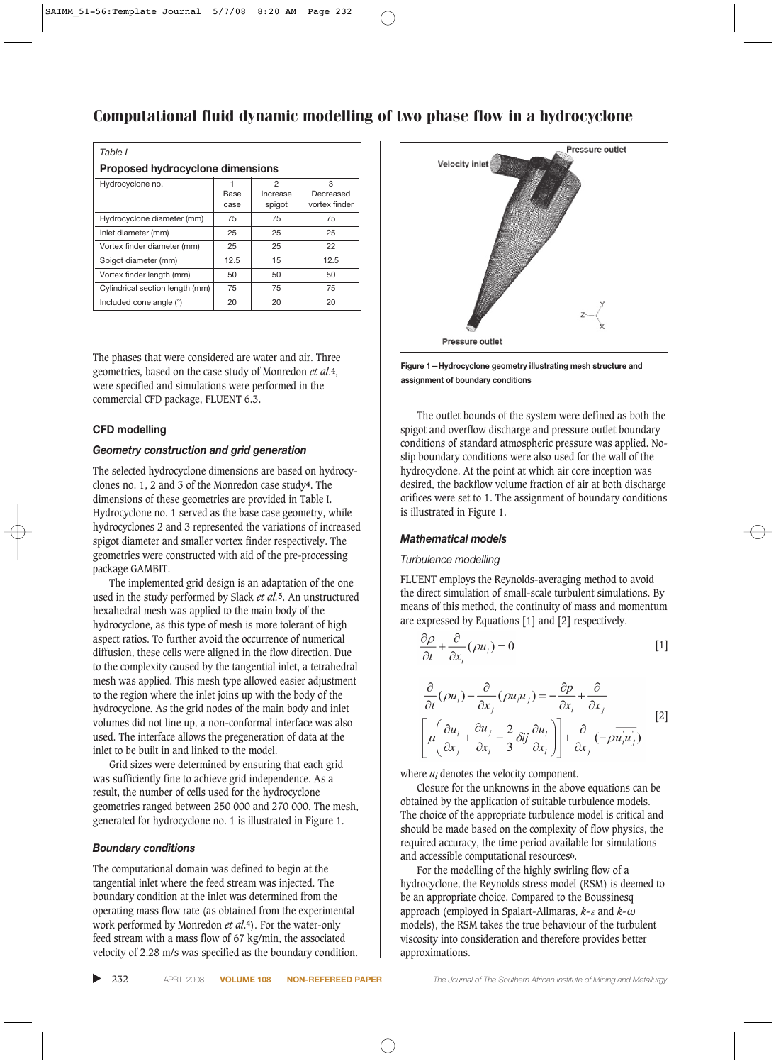# Computational fluid dynamic modelling of two phase flow in a hydrocyclone

*Table I*

**Proposed hydrocyclone dimensions**

| Hydrocyclone no. | 1 Base case | 2 Increase spigot | 3 Decreased vortex finder |
|---|---|---|---|
| Hydrocyclone diameter (mm) | 75 | 75 | 75 |
| Inlet diameter (mm) | 25 | 25 | 25 |
| Vortex finder diameter (mm) | 25 | 25 | 22 |
| Spigot diameter (mm) | 12.5 | 15 | 12.5 |
| Vortex finder length (mm) | 50 | 50 | 50 |
| Cylindrical section length (mm) | 75 | 75 | 75 |
| Included cone angle (°) | 20 | 20 | 20 |

The phases that were considered are water and air. Three geometries, based on the case study of Monredon *et al.*[4], were specified and simulations were performed in the commercial CFD package, FLUENT 6.3.

## CFD modelling

### *Geometry construction and grid generation*

The selected hydrocyclone dimensions are based on hydrocyclones no. 1, 2 and 3 of the Monredon case study[4]. The dimensions of these geometries are provided in Table I. Hydrocyclone no. 1 served as the base case geometry, while hydrocyclones 2 and 3 represented the variations of increased spigot diameter and smaller vortex finder respectively. The geometries were constructed with aid of the pre-processing package GAMBIT.

The implemented grid design is an adaptation of the one used in the study performed by Slack *et al.*[5]. An unstructured hexahedral mesh was applied to the main body of the hydrocyclone, as this type of mesh is more tolerant of high aspect ratios. To further avoid the occurrence of numerical diffusion, these cells were aligned in the flow direction. Due to the complexity caused by the tangential inlet, a tetrahedral mesh was applied. This mesh type allowed easier adjustment to the region where the inlet joins up with the body of the hydrocyclone. As the grid nodes of the main body and inlet volumes did not line up, a non-conformal interface was also used. The interface allows the pregeneration of data at the inlet to be built in and linked to the model.

Grid sizes were determined by ensuring that each grid was sufficiently fine to achieve grid independence. As a result, the number of cells used for the hydrocyclone geometries ranged between 250 000 and 270 000. The mesh, generated for hydrocyclone no. 1 is illustrated in Figure 1.

### *Boundary conditions*

The computational domain was defined to begin at the tangential inlet where the feed stream was injected. The boundary condition at the inlet was determined from the operating mass flow rate (as obtained from the experimental work performed by Monredon *et al.*[4]). For the water-only feed stream with a mass flow of 67 kg/min, the associated velocity of 2.28 m/s was specified as the boundary condition.

**Figure 1—Hydrocyclone geometry illustrating mesh structure and assignment of boundary conditions**

The outlet bounds of the system were defined as both the spigot and overflow discharge and pressure outlet boundary conditions of standard atmospheric pressure was applied. No-slip boundary conditions were also used for the wall of the hydrocyclone. At the point at which air core inception was desired, the backflow volume fraction of air at both discharge orifices were set to 1. The assignment of boundary conditions is illustrated in Figure 1.

### *Mathematical models*

*Turbulence modelling*

FLUENT employs the Reynolds-averaging method to avoid the direct simulation of small-scale turbulent simulations. By means of this method, the continuity of mass and momentum are expressed by Equations [1] and [2] respectively.

$$\frac{\partial \rho}{\partial t} + \frac{\partial}{\partial x_i}(\rho u_i) = 0 \qquad [1]$$

$$\frac{\partial}{\partial t}(\rho u_i) + \frac{\partial}{\partial x_j}(\rho u_i u_j) = -\frac{\partial p}{\partial x_i} + \frac{\partial}{\partial x_j}\left[\mu\left(\frac{\partial u_i}{\partial x_j} + \frac{\partial u_j}{\partial x_i} - \frac{2}{3}\delta ij\frac{\partial u_l}{\partial x_l}\right)\right] + \frac{\partial}{\partial x_j}(-\rho\overline{u_i' u_j'}) \qquad [2]$$

where $u_i$ denotes the velocity component.

Closure for the unknowns in the above equations can be obtained by the application of suitable turbulence models. The choice of the appropriate turbulence model is critical and should be made based on the complexity of flow physics, the required accuracy, the time period available for simulations and accessible computational resources[6].

For the modelling of the highly swirling flow of a hydrocyclone, the Reynolds stress model (RSM) is deemed to be an appropriate choice. Compared to the Boussinesq approach (employed in Spalart-Allmaras, $k$-$\varepsilon$ and $k$-$\omega$ models), the RSM takes the true behaviour of the turbulent viscosity into consideration and therefore provides better approximations.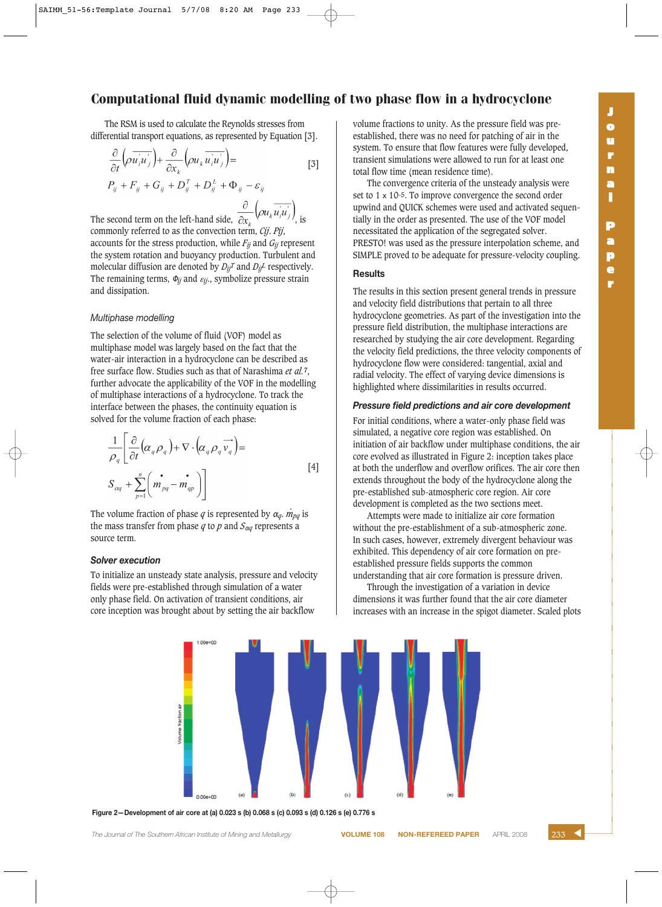The RSM is used to calculate the Reynolds stresses from differential transport equations, as represented by Equation [3].

$$\frac{\partial}{\partial t}\left(\rho \overline{u_i' u_j'}\right)+\frac{\partial}{\partial x_k}\left(\rho u_k \overline{u_i' u_j'}\right)= P_{ij}+F_{ij}+G_{ij}+D_{ij}^{T}+D_{ij}^{L}+\Phi_{ij}-\varepsilon_{ij} \quad [3]$$

The second term on the left-hand side, $\frac{\partial}{\partial x_k}\left(\rho u_k \overline{u_i' u_j'}\right)$, is commonly referred to as the convection term, $C_{ij}$. $P_{ij}$, accounts for the stress production, while $F_{ij}$ and $G_{ij}$ represent the system rotation and buoyancy production. Turbulent and molecular diffusion are denoted by $D_{ij}^{T}$ and $D_{ij}^{L}$ respectively. The remaining terms, $\Phi_{ij}$ and $\varepsilon_{ij}$, symbolize pressure strain and dissipation.

### *Multiphase modelling*

The selection of the volume of fluid (VOF) model as multiphase model was largely based on the fact that the water-air interaction in a hydrocyclone can be described as free surface flow. Studies such as that of Narashima *et al.*[7], further advocate the applicability of the VOF in the modelling of multiphase interactions of a hydrocyclone. To track the interface between the phases, the continuity equation is solved for the volume fraction of each phase:

$$\frac{1}{\rho_q}\left[\frac{\partial}{\partial t}\left(\alpha_q \rho_q\right)+\nabla\cdot\left(\alpha_q \rho_q \vec{v}_q\right)= S_{\alpha q}+\sum_{p=1}^{n}\left(\dot{m}_{pq}-\dot{m}_{qp}\right)\right] \quad [4]$$

The volume fraction of phase $q$ is represented by $\alpha_q$. $\dot{m}_{pq}$ is the mass transfer from phase $q$ to $p$ and $S_{\alpha q}$ represents a source term.

### *Solver execution*

To initialize an unsteady state analysis, pressure and velocity fields were pre-established through simulation of a water only phase field. On activation of transient conditions, air core inception was brought about by setting the air backflow volume fractions to unity. As the pressure field was pre-established, there was no need for patching of air in the system. To ensure that flow features were fully developed, transient simulations were allowed to run for at least one total flow time (mean residence time).

The convergence criteria of the unsteady analysis were set to 1 x $10^{-5}$. To improve convergence the second order upwind and QUICK schemes were used and activated sequentially in the order as presented. The use of the VOF model necessitated the application of the segregated solver. PRESTO! was used as the pressure interpolation scheme, and SIMPLE proved to be adequate for pressure-velocity coupling.

## Results

The results in this section present general trends in pressure and velocity field distributions that pertain to all three hydrocyclone geometries. As part of the investigation into the pressure field distribution, the multiphase interactions are researched by studying the air core development. Regarding the velocity field predictions, the three velocity components of hydrocyclone flow were considered: tangential, axial and radial velocity. The effect of varying device dimensions is highlighted where dissimilarities in results occurred.

### *Pressure field predictions and air core development*

For initial conditions, where a water-only phase field was simulated, a negative core region was established. On initiation of air backflow under multiphase conditions, the air core evolved as illustrated in Figure 2: inception takes place at both the underflow and overflow orifices. The air core then extends throughout the body of the hydrocyclone along the pre-established sub-atmospheric core region. Air core development is completed as the two sections meet.

Attempts were made to initialize air core formation without the pre-establishment of a sub-atmospheric zone. In such cases, however, extremely divergent behaviour was exhibited. This dependency of air core formation on pre-established pressure fields supports the common understanding that air core formation is pressure driven.

Through the investigation of a variation in device dimensions it was further found that the air core diameter increases with an increase in the spigot diameter. Scaled plots

Figure 2—Development of air core at (a) 0.023 s (b) 0.068 s (c) 0.093 s (d) 0.126 s (e) 0.776 s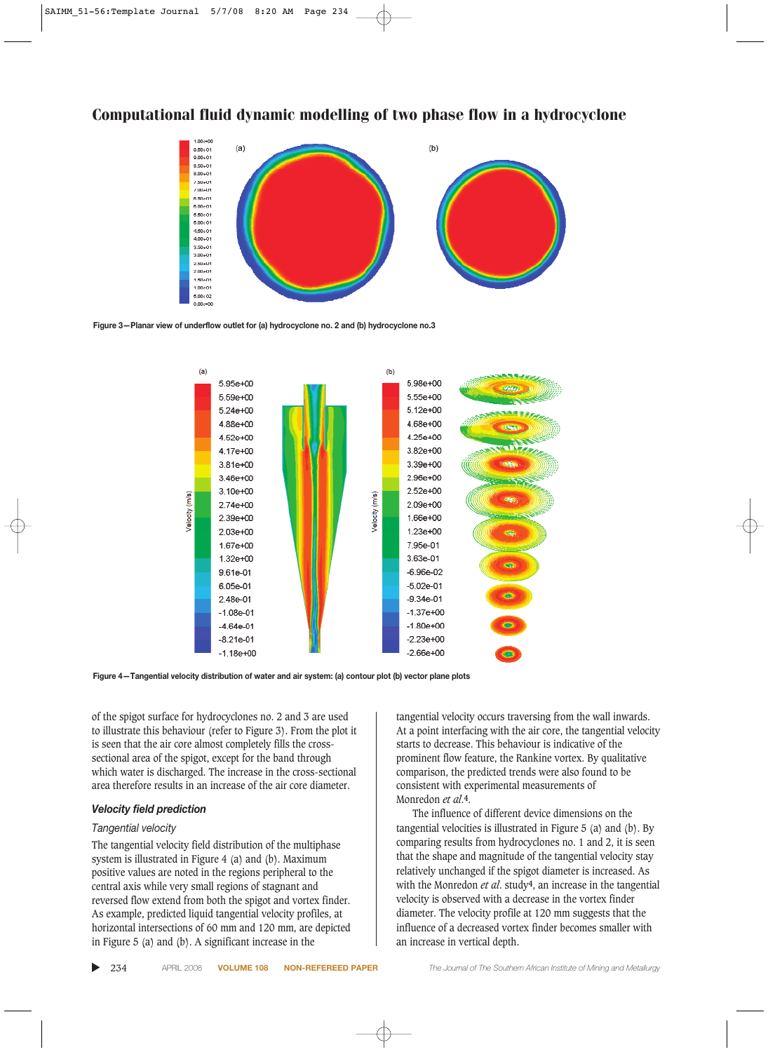## Computational fluid dynamic modelling of two phase flow in a hydrocyclone

Figure 3—Planar view of underflow outlet for (a) hydrocyclone no. 2 and (b) hydrocyclone no.3

Figure 4—Tangential velocity distribution of water and air system: (a) contour plot (b) vector plane plots

of the spigot surface for hydrocyclones no. 2 and 3 are used to illustrate this behaviour (refer to Figure 3). From the plot it is seen that the air core almost completely fills the cross-sectional area of the spigot, except for the band through which water is discharged. The increase in the cross-sectional area therefore results in an increase of the air core diameter.

### Velocity field prediction

#### *Tangential velocity*

The tangential velocity field distribution of the multiphase system is illustrated in Figure 4 (a) and (b). Maximum positive values are noted in the regions peripheral to the central axis while very small regions of stagnant and reversed flow extend from both the spigot and vortex finder. As example, predicted liquid tangential velocity profiles, at horizontal intersections of 60 mm and 120 mm, are depicted in Figure 5 (a) and (b). A significant increase in the tangential velocity occurs traversing from the wall inwards. At a point interfacing with the air core, the tangential velocity starts to decrease. This behaviour is indicative of the prominent flow feature, the Rankine vortex. By qualitative comparison, the predicted trends were also found to be consistent with experimental measurements of Monredon *et al.*[4].

The influence of different device dimensions on the tangential velocities is illustrated in Figure 5 (a) and (b). By comparing results from hydrocyclones no. 1 and 2, it is seen that the shape and magnitude of the tangential velocity stay relatively unchanged if the spigot diameter is increased. As with the Monredon *et al.* study[4], an increase in the tangential velocity is observed with a decrease in the vortex finder diameter. The velocity profile at 120 mm suggests that the influence of a decreased vortex finder becomes smaller with an increase in vertical depth.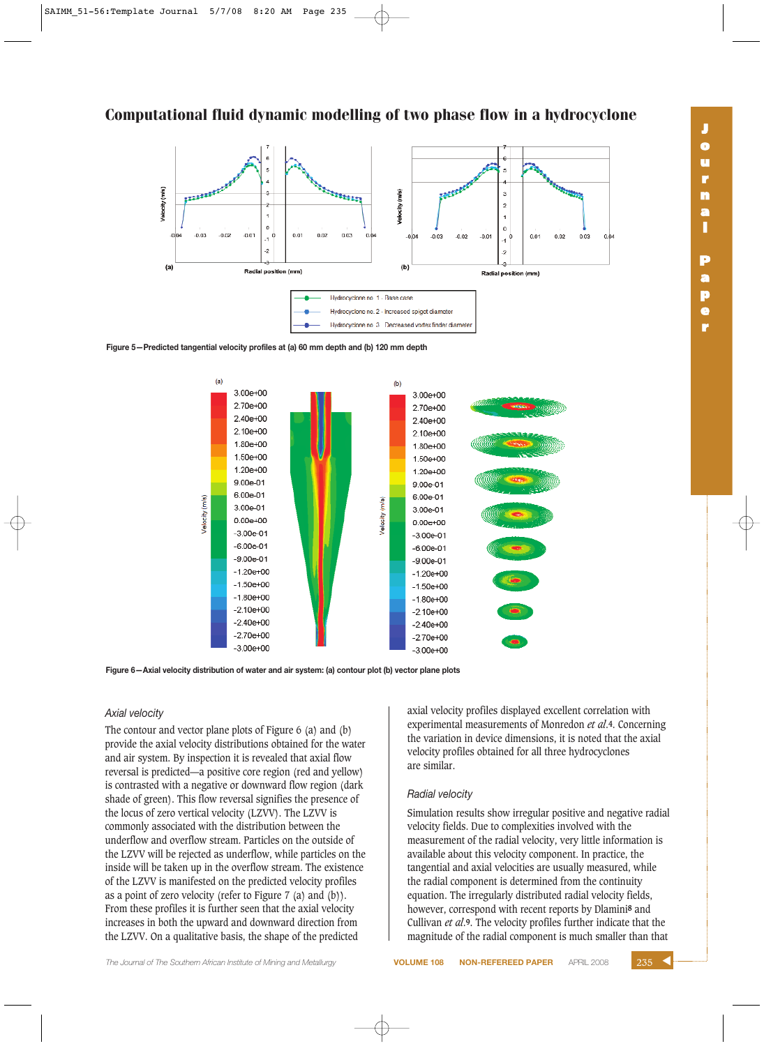# Computational fluid dynamic modelling of two phase flow in a hydrocyclone

Figure 5—Predicted tangential velocity profiles at (a) 60 mm depth and (b) 120 mm depth

Figure 6—Axial velocity distribution of water and air system: (a) contour plot (b) vector plane plots

### Axial velocity

The contour and vector plane plots of Figure 6 (a) and (b) provide the axial velocity distributions obtained for the water and air system. By inspection it is revealed that axial flow reversal is predicted—a positive core region (red and yellow) is contrasted with a negative or downward flow region (dark shade of green). This flow reversal signifies the presence of the locus of zero vertical velocity (LZVV). The LZVV is commonly associated with the distribution between the underflow and overflow stream. Particles on the outside of the LZVV will be rejected as underflow, while particles on the inside will be taken up in the overflow stream. The existence of the LZVV is manifested on the predicted velocity profiles as a point of zero velocity (refer to Figure 7 (a) and (b)). From these profiles it is further seen that the axial velocity increases in both the upward and downward direction from the LZVV. On a qualitative basis, the shape of the predicted axial velocity profiles displayed excellent correlation with experimental measurements of Monredon *et al.*[4]. Concerning the variation in device dimensions, it is noted that the axial velocity profiles obtained for all three hydrocyclones are similar.

### Radial velocity

Simulation results show irregular positive and negative radial velocity fields. Due to complexities involved with the measurement of the radial velocity, very little information is available about this velocity component. In practice, the tangential and axial velocities are usually measured, while the radial component is determined from the continuity equation. The irregularly distributed radial velocity fields, however, correspond with recent reports by Dlamini[8] and Cullivan *et al.*[9]. The velocity profiles further indicate that the magnitude of the radial component is much smaller than that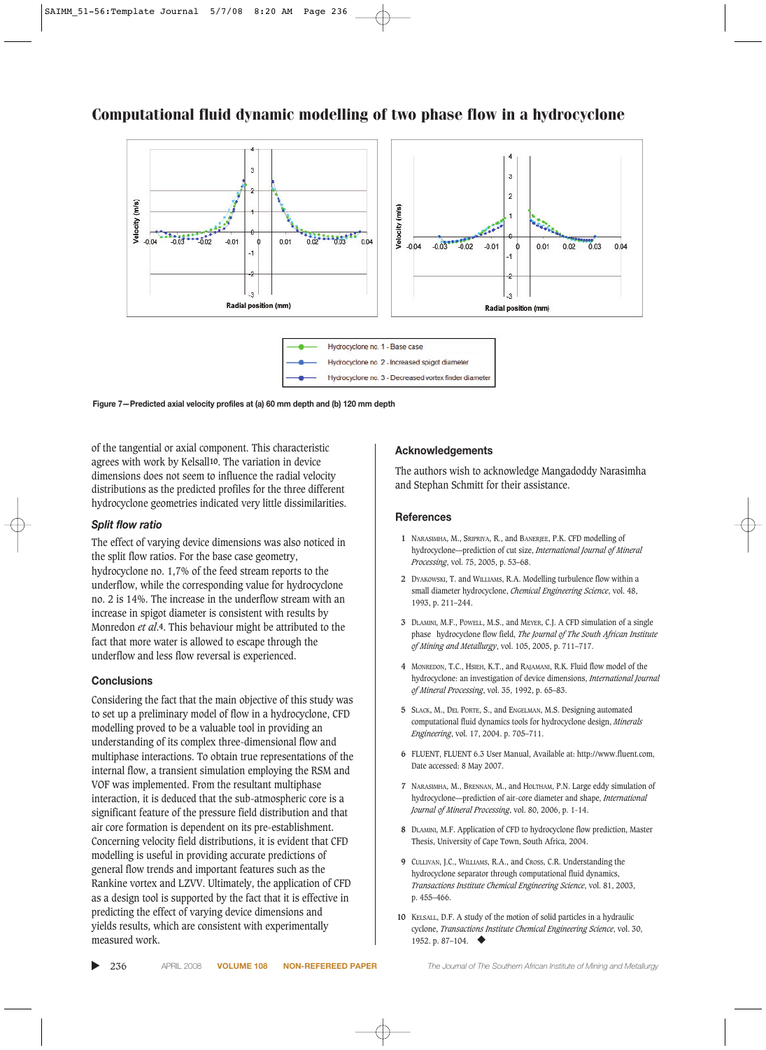## Computational fluid dynamic modelling of two phase flow in a hydrocyclone

Velocity (m/s)

Radial position (mm)

-0.04 -0.03 -0.02 -0.01 0 0.01 0.02 0.03 0.04

4 3 2 1 0 -1 -2 -3

Velocity (m/s)

Radial position (mm)

-0.04 -0.03 -0.02 -0.01 0 0.01 0.02 0.03 0.04

4 3 2 1 0 -1 -2 -3

Hydrocyclone no. 1 - Base case

Hydrocyclone no. 2 - Increased spigot diameter

Hydrocyclone no. 3 - Decreased vortex finder diameter

**Figure 7—Predicted axial velocity profiles at (a) 60 mm depth and (b) 120 mm depth**

of the tangential or axial component. This characteristic agrees with work by Kelsall[10]. The variation in device dimensions does not seem to influence the radial velocity distributions as the predicted profiles for the three different hydrocyclone geometries indicated very little dissimilarities.

### *Split flow ratio*

The effect of varying device dimensions was also noticed in the split flow ratios. For the base case geometry, hydrocyclone no. 1,7% of the feed stream reports to the underflow, while the corresponding value for hydrocyclone no. 2 is 14%. The increase in the underflow stream with an increase in spigot diameter is consistent with results by Monredon *et al.*[4]. This behaviour might be attributed to the fact that more water is allowed to escape through the underflow and less flow reversal is experienced.

### Conclusions

Considering the fact that the main objective of this study was to set up a preliminary model of flow in a hydrocyclone, CFD modelling proved to be a valuable tool in providing an understanding of its complex three-dimensional flow and multiphase interactions. To obtain true representations of the internal flow, a transient simulation employing the RSM and VOF was implemented. From the resultant multiphase interaction, it is deduced that the sub-atmospheric core is a significant feature of the pressure field distribution and that air core formation is dependent on its pre-establishment. Concerning velocity field distributions, it is evident that CFD modelling is useful in providing accurate predictions of general flow trends and important features such as the Rankine vortex and LZVV. Ultimately, the application of CFD as a design tool is supported by the fact that it is effective in predicting the effect of varying device dimensions and yields results, which are consistent with experimentally measured work.

### Acknowledgements

The authors wish to acknowledge Mangadoddy Narasimha and Stephan Schmitt for their assistance.

### References

1. NARASIMHA, M., SRIPRIYA, R., and BANERJEE, P.K. CFD modelling of hydrocyclone—prediction of cut size, *International Journal of Mineral Processing*, vol. 75, 2005, p. 53–68.
2. DYAKOWSKI, T. and WILLIAMS, R.A. Modelling turbulence flow within a small diameter hydrocyclone, *Chemical Engineering Science*, vol. 48, 1993, p. 211–244.
3. DLAMINI, M.F., POWELL, M.S., and MEYER, C.J. A CFD simulation of a single phase hydrocyclone flow field, *The Journal of The South African Institute of Mining and Metallurgy*, vol. 105, 2005, p. 711–717.
4. MONREDON, T.C., HSIEH, K.T., and RAJAMANI, R.K. Fluid flow model of the hydrocyclone: an investigation of device dimensions, *International Journal of Mineral Processing*, vol. 35, 1992, p. 65–83.
5. SLACK, M., DEL PORTE, S., and ENGELMAN, M.S. Designing automated computational fluid dynamics tools for hydrocyclone design, *Minerals Engineering*, vol. 17, 2004. p. 705–711.
6. FLUENT, FLUENT 6.3 User Manual, Available at: http://www.fluent.com, Date accessed: 8 May 2007.
7. NARASIMHA, M., BRENNAN, M., and HOLTHAM, P.N. Large eddy simulation of hydrocyclone—prediction of air-core diameter and shape, *International Journal of Mineral Processing*, vol. 80, 2006, p. 1-14.
8. DLAMINI, M.F. Application of CFD to hydrocyclone flow prediction, Master Thesis, University of Cape Town, South Africa, 2004.
9. CULLIVAN, J.C., WILLIAMS, R.A., and CROSS, C.R. Understanding the hydrocyclone separator through computational fluid dynamics, *Transactions Institute Chemical Engineering Science*, vol. 81, 2003, p. 455–466.
10. KELSALL, D.F. A study of the motion of solid particles in a hydraulic cyclone, *Transactions Institute Chemical Engineering Science*, vol. 30, 1952. p. 87–104. ◆